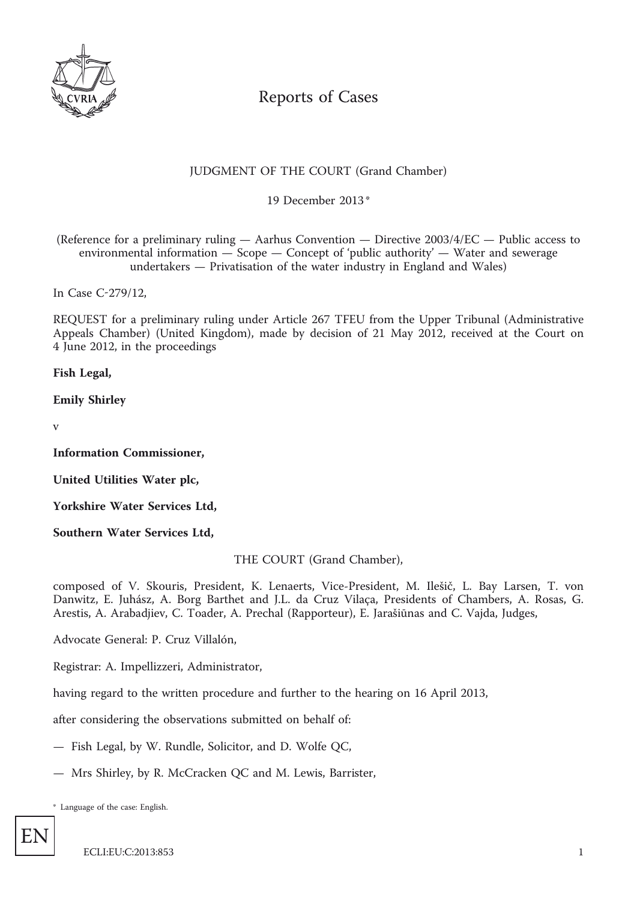Reports of Cases

JUDGMENT OF THE COURT (Grand Chamber)

19 December 2013 *

(Reference for a preliminary ruling — Aarhus Convention — Directive 2003/4/EC — Public access to environmental information — Scope — Concept of 'public authority' — Water and sewerage undertakers — Privatisation of the water industry in England and Wales)

In Case C-279/12,

REQUEST for a preliminary ruling under Article 267 TFEU from the Upper Tribunal (Administrative Appeals Chamber) (United Kingdom), made by decision of 21 May 2012, received at the Court on 4 June 2012, in the proceedings

**Fish Legal,**

**Emily Shirley**

v

**Information Commissioner,**

**United Utilities Water plc,**

**Yorkshire Water Services Ltd,**

**Southern Water Services Ltd,**

THE COURT (Grand Chamber),

composed of V. Skouris, President, K. Lenaerts, Vice-President, M. Ilešič, L. Bay Larsen, T. von Danwitz, E. Juhász, A. Borg Barthet and J.L. da Cruz Vilaça, Presidents of Chambers, A. Rosas, G. Arestis, A. Arabadjiev, C. Toader, A. Prechal (Rapporteur), E. Jarašiūnas and C. Vajda, Judges,

Advocate General: P. Cruz Villalón,

Registrar: A. Impellizzeri, Administrator,

having regard to the written procedure and further to the hearing on 16 April 2013,

after considering the observations submitted on behalf of:

— Fish Legal, by W. Rundle, Solicitor, and D. Wolfe QC,

— Mrs Shirley, by R. McCracken QC and M. Lewis, Barrister,

\* Language of the case: English.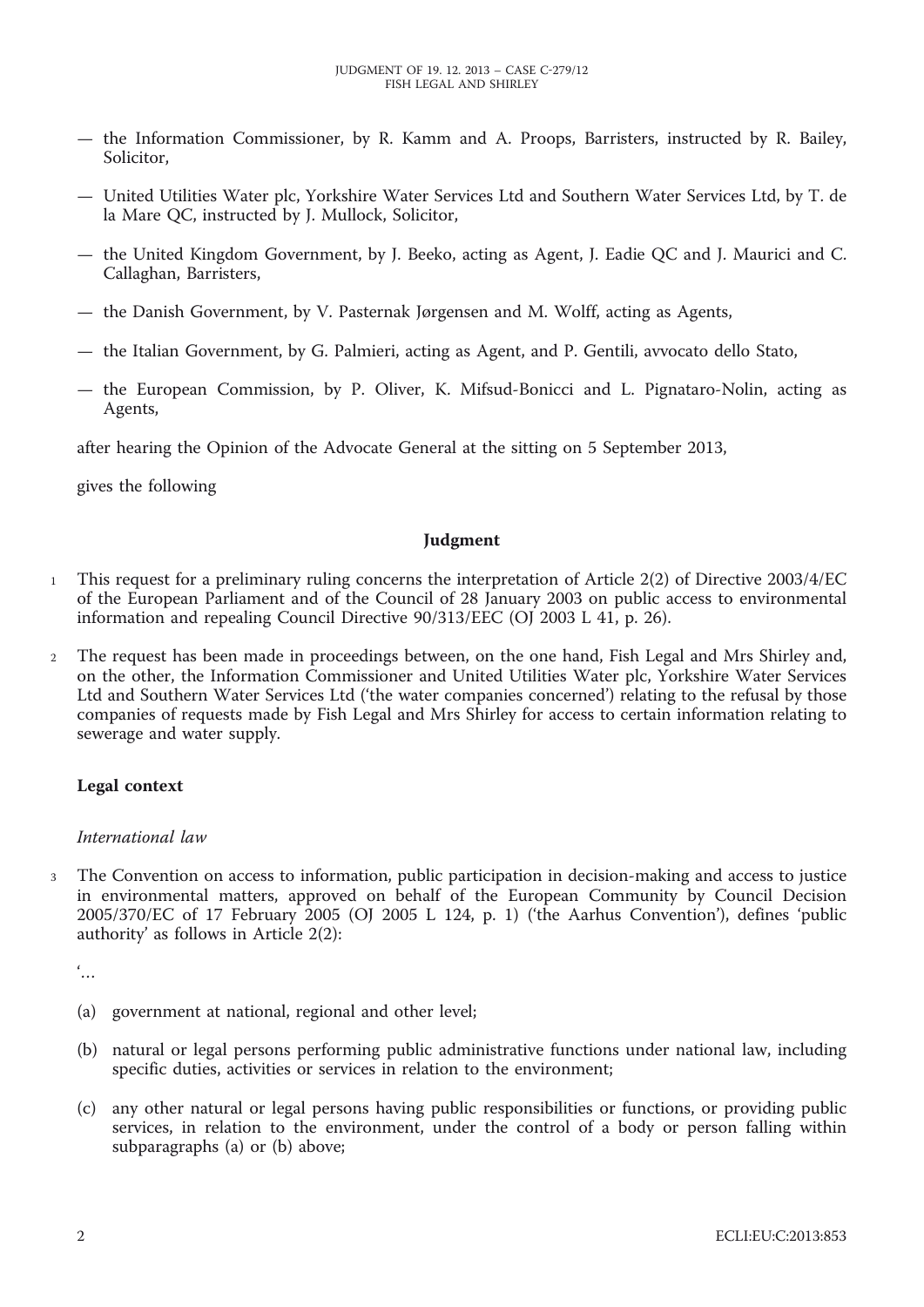— the Information Commissioner, by R. Kamm and A. Proops, Barristers, instructed by R. Bailey, Solicitor,

— United Utilities Water plc, Yorkshire Water Services Ltd and Southern Water Services Ltd, by T. de la Mare QC, instructed by J. Mullock, Solicitor,

— the United Kingdom Government, by J. Beeko, acting as Agent, J. Eadie QC and J. Maurici and C. Callaghan, Barristers,

— the Danish Government, by V. Pasternak Jørgensen and M. Wolff, acting as Agents,

— the Italian Government, by G. Palmieri, acting as Agent, and P. Gentili, avvocato dello Stato,

— the European Commission, by P. Oliver, K. Mifsud-Bonicci and L. Pignataro-Nolin, acting as Agents,

after hearing the Opinion of the Advocate General at the sitting on 5 September 2013,

gives the following

## Judgment

1 This request for a preliminary ruling concerns the interpretation of Article 2(2) of Directive 2003/4/EC of the European Parliament and of the Council of 28 January 2003 on public access to environmental information and repealing Council Directive 90/313/EEC (OJ 2003 L 41, p. 26).

2 The request has been made in proceedings between, on the one hand, Fish Legal and Mrs Shirley and, on the other, the Information Commissioner and United Utilities Water plc, Yorkshire Water Services Ltd and Southern Water Services Ltd ('the water companies concerned') relating to the refusal by those companies of requests made by Fish Legal and Mrs Shirley for access to certain information relating to sewerage and water supply.

### Legal context

#### *International law*

3 The Convention on access to information, public participation in decision-making and access to justice in environmental matters, approved on behalf of the European Community by Council Decision 2005/370/EC of 17 February 2005 (OJ 2005 L 124, p. 1) ('the Aarhus Convention'), defines 'public authority' as follows in Article 2(2):

'…

(a) government at national, regional and other level;

(b) natural or legal persons performing public administrative functions under national law, including specific duties, activities or services in relation to the environment;

(c) any other natural or legal persons having public responsibilities or functions, or providing public services, in relation to the environment, under the control of a body or person falling within subparagraphs (a) or (b) above;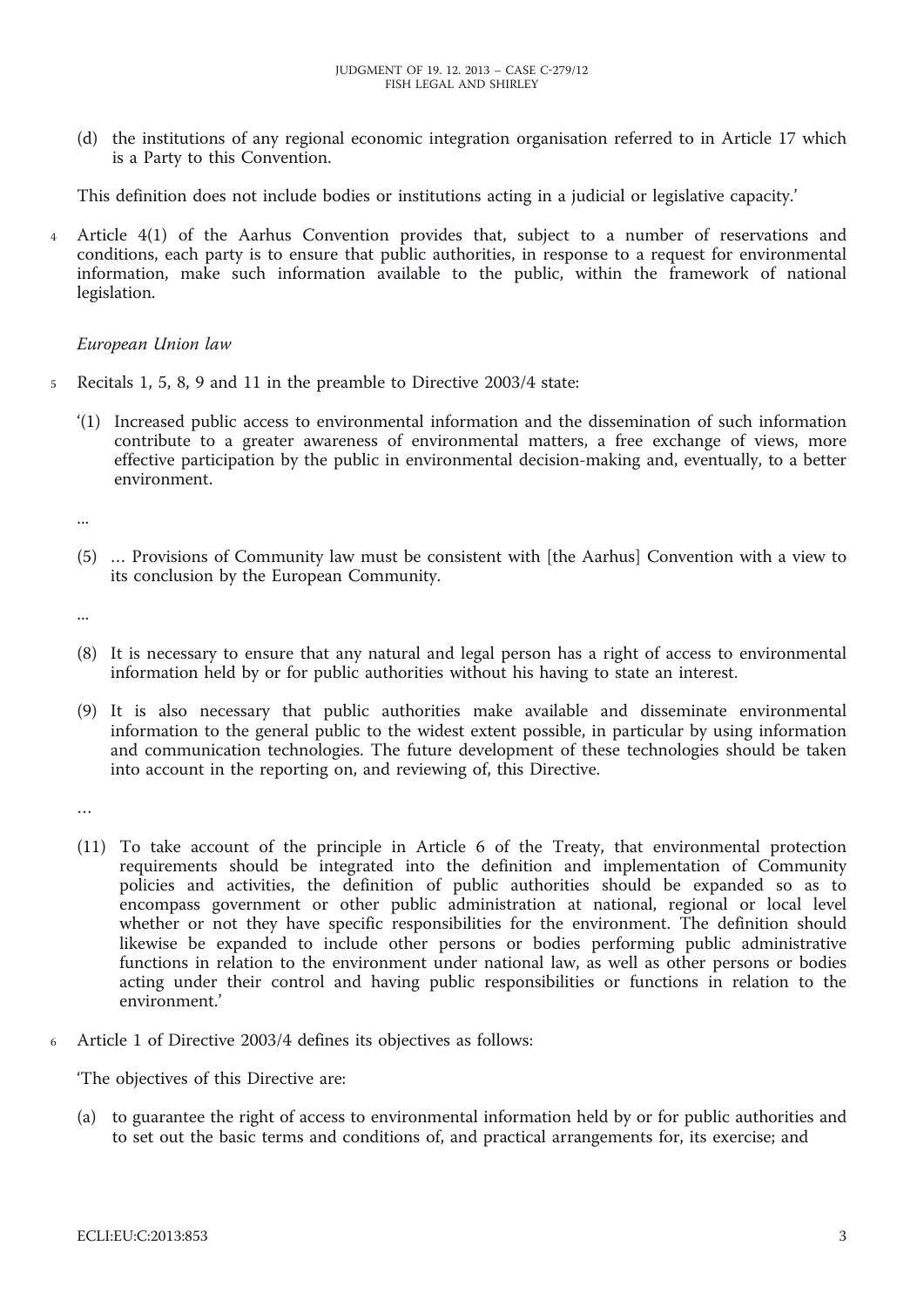(d) the institutions of any regional economic integration organisation referred to in Article 17 which is a Party to this Convention.

This definition does not include bodies or institutions acting in a judicial or legislative capacity.'

4 Article 4(1) of the Aarhus Convention provides that, subject to a number of reservations and conditions, each party is to ensure that public authorities, in response to a request for environmental information, make such information available to the public, within the framework of national legislation.

*European Union law*

5 Recitals 1, 5, 8, 9 and 11 in the preamble to Directive 2003/4 state:

'(1) Increased public access to environmental information and the dissemination of such information contribute to a greater awareness of environmental matters, a free exchange of views, more effective participation by the public in environmental decision-making and, eventually, to a better environment.

...

(5) … Provisions of Community law must be consistent with [the Aarhus] Convention with a view to its conclusion by the European Community.

...

(8) It is necessary to ensure that any natural and legal person has a right of access to environmental information held by or for public authorities without his having to state an interest.

(9) It is also necessary that public authorities make available and disseminate environmental information to the general public to the widest extent possible, in particular by using information and communication technologies. The future development of these technologies should be taken into account in the reporting on, and reviewing of, this Directive.

…

(11) To take account of the principle in Article 6 of the Treaty, that environmental protection requirements should be integrated into the definition and implementation of Community policies and activities, the definition of public authorities should be expanded so as to encompass government or other public administration at national, regional or local level whether or not they have specific responsibilities for the environment. The definition should likewise be expanded to include other persons or bodies performing public administrative functions in relation to the environment under national law, as well as other persons or bodies acting under their control and having public responsibilities or functions in relation to the environment.'

6 Article 1 of Directive 2003/4 defines its objectives as follows:

'The objectives of this Directive are:

(a) to guarantee the right of access to environmental information held by or for public authorities and to set out the basic terms and conditions of, and practical arrangements for, its exercise; and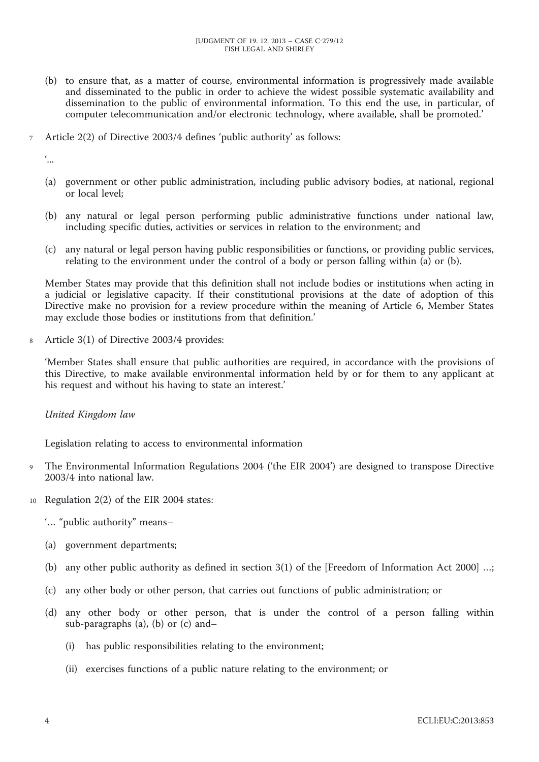(b) to ensure that, as a matter of course, environmental information is progressively made available and disseminated to the public in order to achieve the widest possible systematic availability and dissemination to the public of environmental information. To this end the use, in particular, of computer telecommunication and/or electronic technology, where available, shall be promoted.'

7 Article 2(2) of Directive 2003/4 defines 'public authority' as follows:

'...

(a) government or other public administration, including public advisory bodies, at national, regional or local level;

(b) any natural or legal person performing public administrative functions under national law, including specific duties, activities or services in relation to the environment; and

(c) any natural or legal person having public responsibilities or functions, or providing public services, relating to the environment under the control of a body or person falling within (a) or (b).

Member States may provide that this definition shall not include bodies or institutions when acting in a judicial or legislative capacity. If their constitutional provisions at the date of adoption of this Directive make no provision for a review procedure within the meaning of Article 6, Member States may exclude those bodies or institutions from that definition.'

8 Article 3(1) of Directive 2003/4 provides:

'Member States shall ensure that public authorities are required, in accordance with the provisions of this Directive, to make available environmental information held by or for them to any applicant at his request and without his having to state an interest.'

*United Kingdom law*

Legislation relating to access to environmental information

9 The Environmental Information Regulations 2004 ('the EIR 2004') are designed to transpose Directive 2003/4 into national law.

10 Regulation 2(2) of the EIR 2004 states:

'... "public authority" means–

(a) government departments;

(b) any other public authority as defined in section 3(1) of the [Freedom of Information Act 2000] ...;

(c) any other body or other person, that carries out functions of public administration; or

(d) any other body or other person, that is under the control of a person falling within sub-paragraphs (a), (b) or (c) and–

(i) has public responsibilities relating to the environment;

(ii) exercises functions of a public nature relating to the environment; or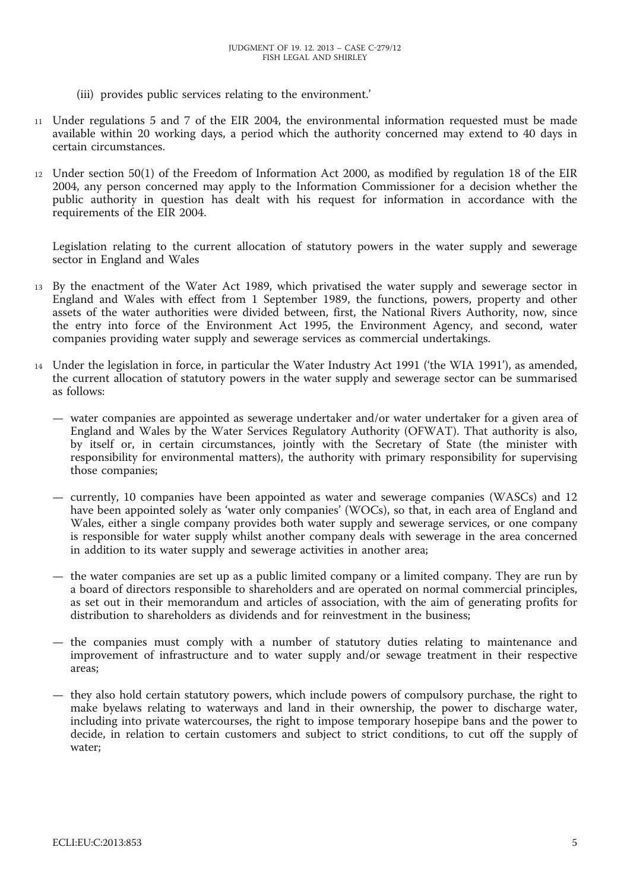(iii) provides public services relating to the environment.'

11 Under regulations 5 and 7 of the EIR 2004, the environmental information requested must be made available within 20 working days, a period which the authority concerned may extend to 40 days in certain circumstances.

12 Under section 50(1) of the Freedom of Information Act 2000, as modified by regulation 18 of the EIR 2004, any person concerned may apply to the Information Commissioner for a decision whether the public authority in question has dealt with his request for information in accordance with the requirements of the EIR 2004.

Legislation relating to the current allocation of statutory powers in the water supply and sewerage sector in England and Wales

13 By the enactment of the Water Act 1989, which privatised the water supply and sewerage sector in England and Wales with effect from 1 September 1989, the functions, powers, property and other assets of the water authorities were divided between, first, the National Rivers Authority, now, since the entry into force of the Environment Act 1995, the Environment Agency, and second, water companies providing water supply and sewerage services as commercial undertakings.

14 Under the legislation in force, in particular the Water Industry Act 1991 ('the WIA 1991'), as amended, the current allocation of statutory powers in the water supply and sewerage sector can be summarised as follows:

— water companies are appointed as sewerage undertaker and/or water undertaker for a given area of England and Wales by the Water Services Regulatory Authority (OFWAT). That authority is also, by itself or, in certain circumstances, jointly with the Secretary of State (the minister with responsibility for environmental matters), the authority with primary responsibility for supervising those companies;

— currently, 10 companies have been appointed as water and sewerage companies (WASCs) and 12 have been appointed solely as 'water only companies' (WOCs), so that, in each area of England and Wales, either a single company provides both water supply and sewerage services, or one company is responsible for water supply whilst another company deals with sewerage in the area concerned in addition to its water supply and sewerage activities in another area;

— the water companies are set up as a public limited company or a limited company. They are run by a board of directors responsible to shareholders and are operated on normal commercial principles, as set out in their memorandum and articles of association, with the aim of generating profits for distribution to shareholders as dividends and for reinvestment in the business;

— the companies must comply with a number of statutory duties relating to maintenance and improvement of infrastructure and to water supply and/or sewage treatment in their respective areas;

— they also hold certain statutory powers, which include powers of compulsory purchase, the right to make byelaws relating to waterways and land in their ownership, the power to discharge water, including into private watercourses, the right to impose temporary hosepipe bans and the power to decide, in relation to certain customers and subject to strict conditions, to cut off the supply of water;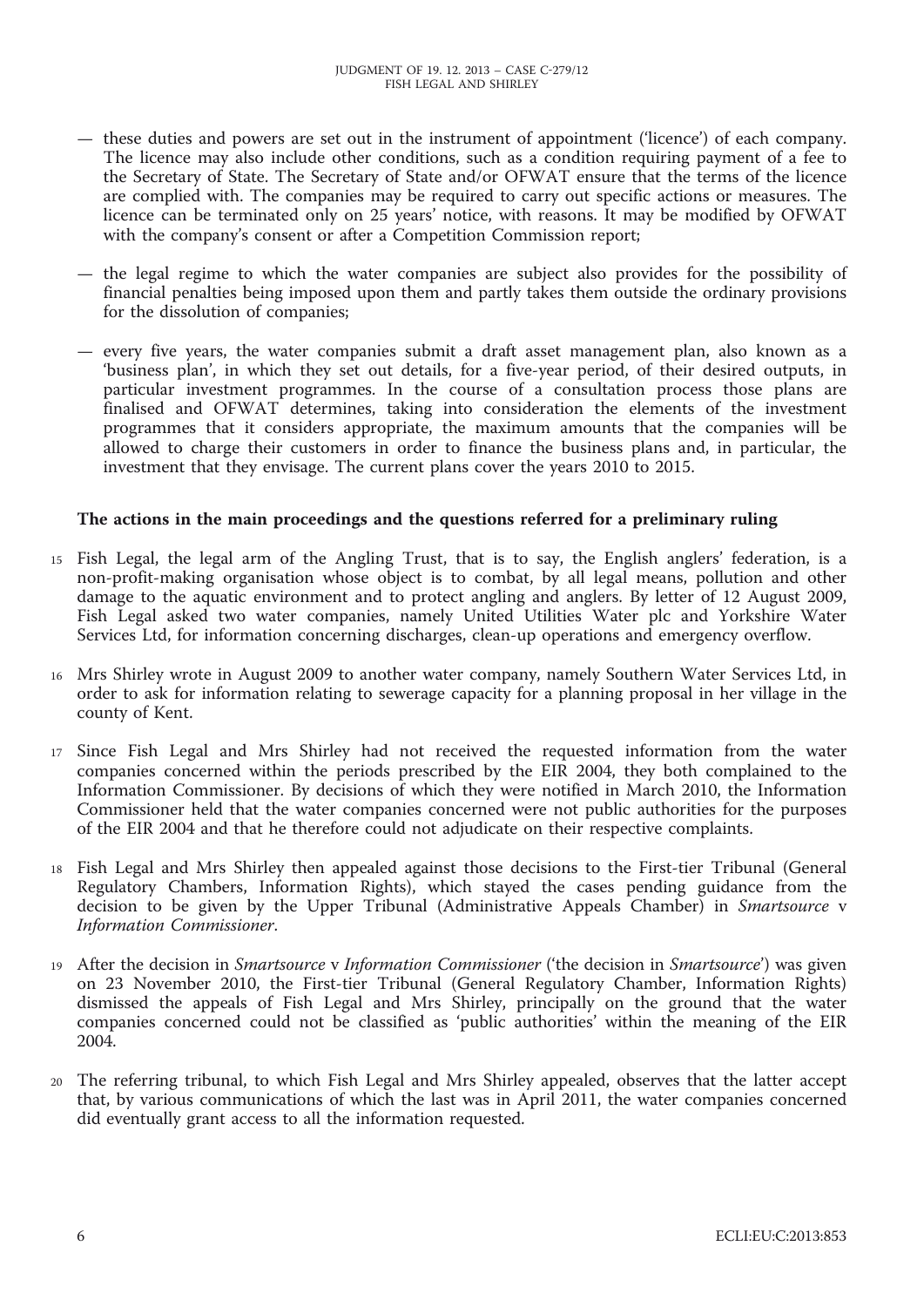— these duties and powers are set out in the instrument of appointment ('licence') of each company. The licence may also include other conditions, such as a condition requiring payment of a fee to the Secretary of State. The Secretary of State and/or OFWAT ensure that the terms of the licence are complied with. The companies may be required to carry out specific actions or measures. The licence can be terminated only on 25 years' notice, with reasons. It may be modified by OFWAT with the company's consent or after a Competition Commission report;

— the legal regime to which the water companies are subject also provides for the possibility of financial penalties being imposed upon them and partly takes them outside the ordinary provisions for the dissolution of companies;

— every five years, the water companies submit a draft asset management plan, also known as a 'business plan', in which they set out details, for a five-year period, of their desired outputs, in particular investment programmes. In the course of a consultation process those plans are finalised and OFWAT determines, taking into consideration the elements of the investment programmes that it considers appropriate, the maximum amounts that the companies will be allowed to charge their customers in order to finance the business plans and, in particular, the investment that they envisage. The current plans cover the years 2010 to 2015.

**The actions in the main proceedings and the questions referred for a preliminary ruling**

15 Fish Legal, the legal arm of the Angling Trust, that is to say, the English anglers' federation, is a non-profit-making organisation whose object is to combat, by all legal means, pollution and other damage to the aquatic environment and to protect angling and anglers. By letter of 12 August 2009, Fish Legal asked two water companies, namely United Utilities Water plc and Yorkshire Water Services Ltd, for information concerning discharges, clean-up operations and emergency overflow.

16 Mrs Shirley wrote in August 2009 to another water company, namely Southern Water Services Ltd, in order to ask for information relating to sewerage capacity for a planning proposal in her village in the county of Kent.

17 Since Fish Legal and Mrs Shirley had not received the requested information from the water companies concerned within the periods prescribed by the EIR 2004, they both complained to the Information Commissioner. By decisions of which they were notified in March 2010, the Information Commissioner held that the water companies concerned were not public authorities for the purposes of the EIR 2004 and that he therefore could not adjudicate on their respective complaints.

18 Fish Legal and Mrs Shirley then appealed against those decisions to the First-tier Tribunal (General Regulatory Chambers, Information Rights), which stayed the cases pending guidance from the decision to be given by the Upper Tribunal (Administrative Appeals Chamber) in *Smartsource* v *Information Commissioner*.

19 After the decision in *Smartsource* v *Information Commissioner* ('the decision in *Smartsource*') was given on 23 November 2010, the First-tier Tribunal (General Regulatory Chamber, Information Rights) dismissed the appeals of Fish Legal and Mrs Shirley, principally on the ground that the water companies concerned could not be classified as 'public authorities' within the meaning of the EIR 2004.

20 The referring tribunal, to which Fish Legal and Mrs Shirley appealed, observes that the latter accept that, by various communications of which the last was in April 2011, the water companies concerned did eventually grant access to all the information requested.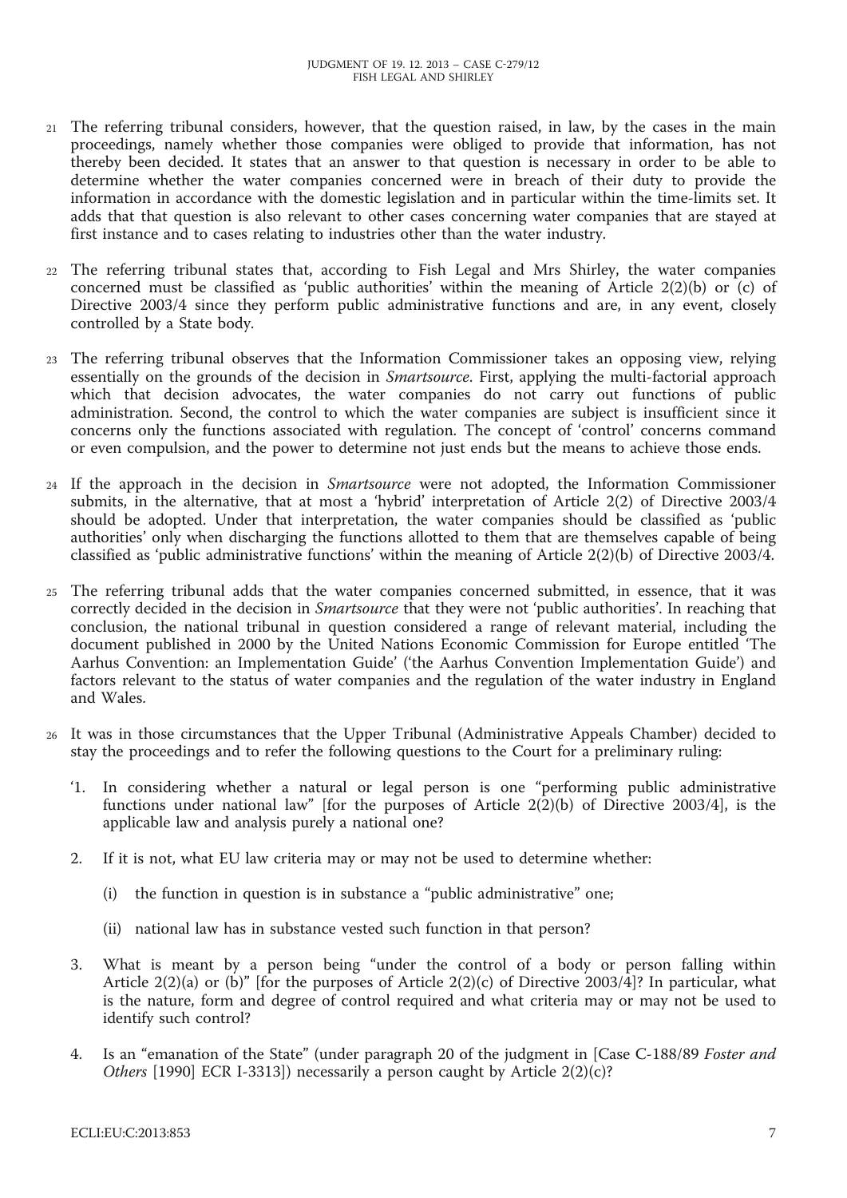21 The referring tribunal considers, however, that the question raised, in law, by the cases in the main proceedings, namely whether those companies were obliged to provide that information, has not thereby been decided. It states that an answer to that question is necessary in order to be able to determine whether the water companies concerned were in breach of their duty to provide the information in accordance with the domestic legislation and in particular within the time-limits set. It adds that that question is also relevant to other cases concerning water companies that are stayed at first instance and to cases relating to industries other than the water industry.

22 The referring tribunal states that, according to Fish Legal and Mrs Shirley, the water companies concerned must be classified as 'public authorities' within the meaning of Article 2(2)(b) or (c) of Directive 2003/4 since they perform public administrative functions and are, in any event, closely controlled by a State body.

23 The referring tribunal observes that the Information Commissioner takes an opposing view, relying essentially on the grounds of the decision in *Smartsource*. First, applying the multi-factorial approach which that decision advocates, the water companies do not carry out functions of public administration. Second, the control to which the water companies are subject is insufficient since it concerns only the functions associated with regulation. The concept of 'control' concerns command or even compulsion, and the power to determine not just ends but the means to achieve those ends.

24 If the approach in the decision in *Smartsource* were not adopted, the Information Commissioner submits, in the alternative, that at most a 'hybrid' interpretation of Article 2(2) of Directive 2003/4 should be adopted. Under that interpretation, the water companies should be classified as 'public authorities' only when discharging the functions allotted to them that are themselves capable of being classified as 'public administrative functions' within the meaning of Article 2(2)(b) of Directive 2003/4.

25 The referring tribunal adds that the water companies concerned submitted, in essence, that it was correctly decided in the decision in *Smartsource* that they were not 'public authorities'. In reaching that conclusion, the national tribunal in question considered a range of relevant material, including the document published in 2000 by the United Nations Economic Commission for Europe entitled 'The Aarhus Convention: an Implementation Guide' ('the Aarhus Convention Implementation Guide') and factors relevant to the status of water companies and the regulation of the water industry in England and Wales.

26 It was in those circumstances that the Upper Tribunal (Administrative Appeals Chamber) decided to stay the proceedings and to refer the following questions to the Court for a preliminary ruling:

'1. In considering whether a natural or legal person is one "performing public administrative functions under national law" [for the purposes of Article 2(2)(b) of Directive 2003/4], is the applicable law and analysis purely a national one?

2. If it is not, what EU law criteria may or may not be used to determine whether:

   (i) the function in question is in substance a "public administrative" one;

   (ii) national law has in substance vested such function in that person?

3. What is meant by a person being "under the control of a body or person falling within Article 2(2)(a) or (b)" [for the purposes of Article 2(2)(c) of Directive 2003/4]? In particular, what is the nature, form and degree of control required and what criteria may or may not be used to identify such control?

4. Is an "emanation of the State" (under paragraph 20 of the judgment in [Case C-188/89 *Foster and Others* [1990] ECR I-3313]) necessarily a person caught by Article 2(2)(c)?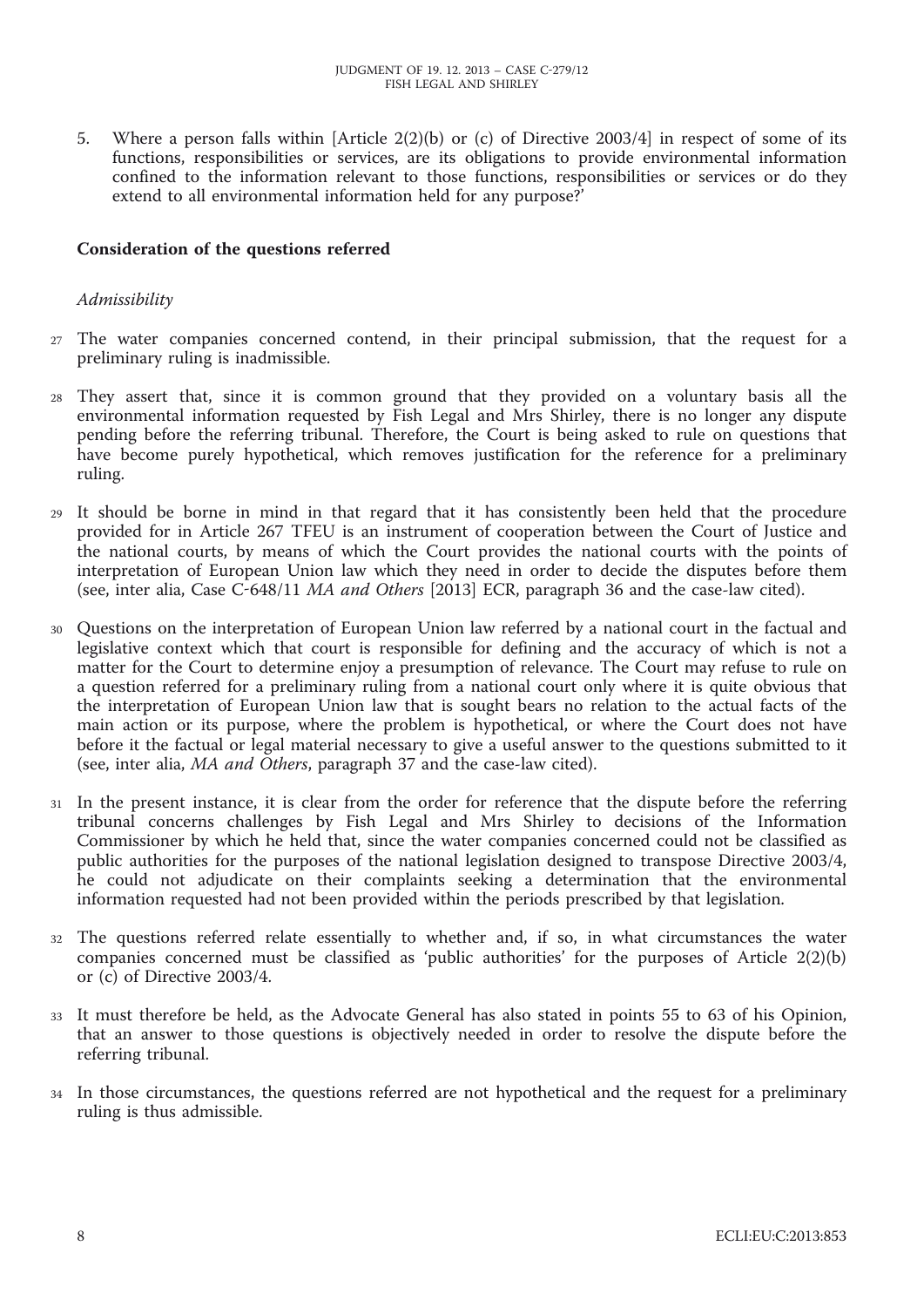5. Where a person falls within [Article 2(2)(b) or (c) of Directive 2003/4] in respect of some of its functions, responsibilities or services, are its obligations to provide environmental information confined to the information relevant to those functions, responsibilities or services or do they extend to all environmental information held for any purpose?'

**Consideration of the questions referred**

*Admissibility*

27 The water companies concerned contend, in their principal submission, that the request for a preliminary ruling is inadmissible.

28 They assert that, since it is common ground that they provided on a voluntary basis all the environmental information requested by Fish Legal and Mrs Shirley, there is no longer any dispute pending before the referring tribunal. Therefore, the Court is being asked to rule on questions that have become purely hypothetical, which removes justification for the reference for a preliminary ruling.

29 It should be borne in mind in that regard that it has consistently been held that the procedure provided for in Article 267 TFEU is an instrument of cooperation between the Court of Justice and the national courts, by means of which the Court provides the national courts with the points of interpretation of European Union law which they need in order to decide the disputes before them (see, inter alia, Case C-648/11 *MA and Others* [2013] ECR, paragraph 36 and the case-law cited).

30 Questions on the interpretation of European Union law referred by a national court in the factual and legislative context which that court is responsible for defining and the accuracy of which is not a matter for the Court to determine enjoy a presumption of relevance. The Court may refuse to rule on a question referred for a preliminary ruling from a national court only where it is quite obvious that the interpretation of European Union law that is sought bears no relation to the actual facts of the main action or its purpose, where the problem is hypothetical, or where the Court does not have before it the factual or legal material necessary to give a useful answer to the questions submitted to it (see, inter alia, *MA and Others*, paragraph 37 and the case-law cited).

31 In the present instance, it is clear from the order for reference that the dispute before the referring tribunal concerns challenges by Fish Legal and Mrs Shirley to decisions of the Information Commissioner by which he held that, since the water companies concerned could not be classified as public authorities for the purposes of the national legislation designed to transpose Directive 2003/4, he could not adjudicate on their complaints seeking a determination that the environmental information requested had not been provided within the periods prescribed by that legislation.

32 The questions referred relate essentially to whether and, if so, in what circumstances the water companies concerned must be classified as 'public authorities' for the purposes of Article 2(2)(b) or (c) of Directive 2003/4.

33 It must therefore be held, as the Advocate General has also stated in points 55 to 63 of his Opinion, that an answer to those questions is objectively needed in order to resolve the dispute before the referring tribunal.

34 In those circumstances, the questions referred are not hypothetical and the request for a preliminary ruling is thus admissible.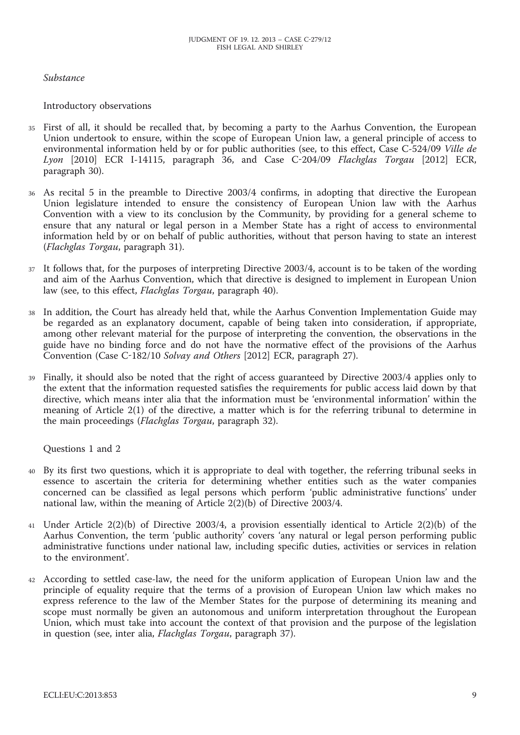*Substance*

Introductory observations

35 First of all, it should be recalled that, by becoming a party to the Aarhus Convention, the European Union undertook to ensure, within the scope of European Union law, a general principle of access to environmental information held by or for public authorities (see, to this effect, Case C-524/09 *Ville de Lyon* [2010] ECR I-14115, paragraph 36, and Case C-204/09 *Flachglas Torgau* [2012] ECR, paragraph 30).

36 As recital 5 in the preamble to Directive 2003/4 confirms, in adopting that directive the European Union legislature intended to ensure the consistency of European Union law with the Aarhus Convention with a view to its conclusion by the Community, by providing for a general scheme to ensure that any natural or legal person in a Member State has a right of access to environmental information held by or on behalf of public authorities, without that person having to state an interest (*Flachglas Torgau*, paragraph 31).

37 It follows that, for the purposes of interpreting Directive 2003/4, account is to be taken of the wording and aim of the Aarhus Convention, which that directive is designed to implement in European Union law (see, to this effect, *Flachglas Torgau*, paragraph 40).

38 In addition, the Court has already held that, while the Aarhus Convention Implementation Guide may be regarded as an explanatory document, capable of being taken into consideration, if appropriate, among other relevant material for the purpose of interpreting the convention, the observations in the guide have no binding force and do not have the normative effect of the provisions of the Aarhus Convention (Case C-182/10 *Solvay and Others* [2012] ECR, paragraph 27).

39 Finally, it should also be noted that the right of access guaranteed by Directive 2003/4 applies only to the extent that the information requested satisfies the requirements for public access laid down by that directive, which means inter alia that the information must be 'environmental information' within the meaning of Article 2(1) of the directive, a matter which is for the referring tribunal to determine in the main proceedings (*Flachglas Torgau*, paragraph 32).

Questions 1 and 2

40 By its first two questions, which it is appropriate to deal with together, the referring tribunal seeks in essence to ascertain the criteria for determining whether entities such as the water companies concerned can be classified as legal persons which perform 'public administrative functions' under national law, within the meaning of Article 2(2)(b) of Directive 2003/4.

41 Under Article 2(2)(b) of Directive 2003/4, a provision essentially identical to Article 2(2)(b) of the Aarhus Convention, the term 'public authority' covers 'any natural or legal person performing public administrative functions under national law, including specific duties, activities or services in relation to the environment'.

42 According to settled case-law, the need for the uniform application of European Union law and the principle of equality require that the terms of a provision of European Union law which makes no express reference to the law of the Member States for the purpose of determining its meaning and scope must normally be given an autonomous and uniform interpretation throughout the European Union, which must take into account the context of that provision and the purpose of the legislation in question (see, inter alia, *Flachglas Torgau*, paragraph 37).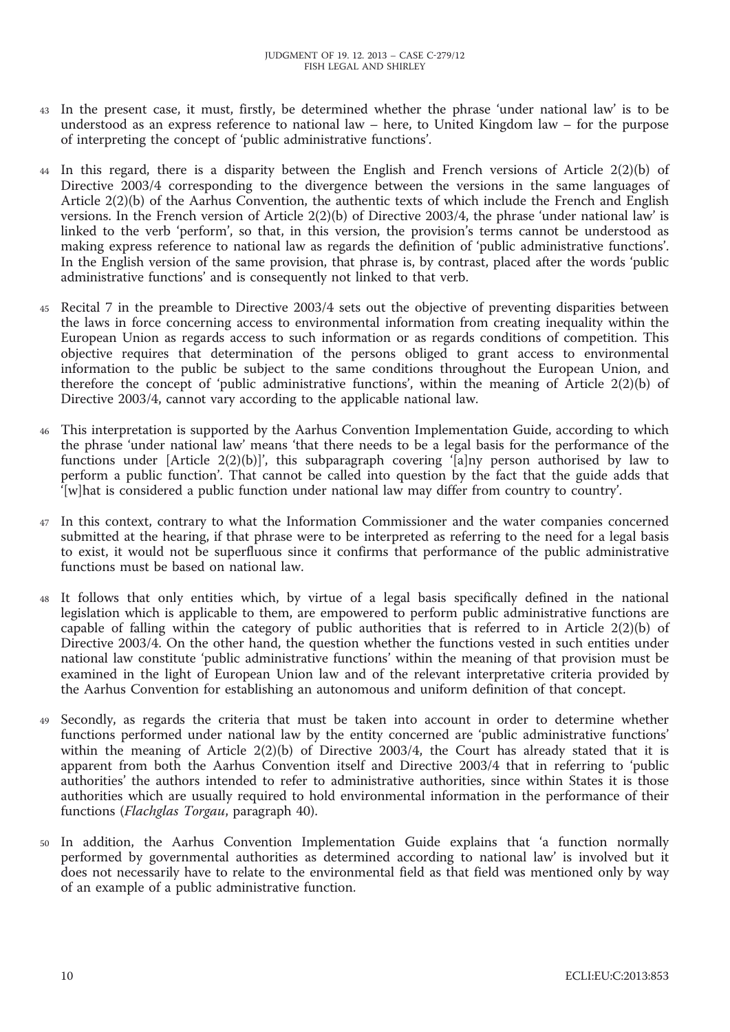43 In the present case, it must, firstly, be determined whether the phrase 'under national law' is to be understood as an express reference to national law – here, to United Kingdom law – for the purpose of interpreting the concept of 'public administrative functions'.

44 In this regard, there is a disparity between the English and French versions of Article 2(2)(b) of Directive 2003/4 corresponding to the divergence between the versions in the same languages of Article 2(2)(b) of the Aarhus Convention, the authentic texts of which include the French and English versions. In the French version of Article 2(2)(b) of Directive 2003/4, the phrase 'under national law' is linked to the verb 'perform', so that, in this version, the provision's terms cannot be understood as making express reference to national law as regards the definition of 'public administrative functions'. In the English version of the same provision, that phrase is, by contrast, placed after the words 'public administrative functions' and is consequently not linked to that verb.

45 Recital 7 in the preamble to Directive 2003/4 sets out the objective of preventing disparities between the laws in force concerning access to environmental information from creating inequality within the European Union as regards access to such information or as regards conditions of competition. This objective requires that determination of the persons obliged to grant access to environmental information to the public be subject to the same conditions throughout the European Union, and therefore the concept of 'public administrative functions', within the meaning of Article 2(2)(b) of Directive 2003/4, cannot vary according to the applicable national law.

46 This interpretation is supported by the Aarhus Convention Implementation Guide, according to which the phrase 'under national law' means 'that there needs to be a legal basis for the performance of the functions under [Article 2(2)(b)]', this subparagraph covering '[a]ny person authorised by law to perform a public function'. That cannot be called into question by the fact that the guide adds that '[w]hat is considered a public function under national law may differ from country to country'.

47 In this context, contrary to what the Information Commissioner and the water companies concerned submitted at the hearing, if that phrase were to be interpreted as referring to the need for a legal basis to exist, it would not be superfluous since it confirms that performance of the public administrative functions must be based on national law.

48 It follows that only entities which, by virtue of a legal basis specifically defined in the national legislation which is applicable to them, are empowered to perform public administrative functions are capable of falling within the category of public authorities that is referred to in Article 2(2)(b) of Directive 2003/4. On the other hand, the question whether the functions vested in such entities under national law constitute 'public administrative functions' within the meaning of that provision must be examined in the light of European Union law and of the relevant interpretative criteria provided by the Aarhus Convention for establishing an autonomous and uniform definition of that concept.

49 Secondly, as regards the criteria that must be taken into account in order to determine whether functions performed under national law by the entity concerned are 'public administrative functions' within the meaning of Article 2(2)(b) of Directive 2003/4, the Court has already stated that it is apparent from both the Aarhus Convention itself and Directive 2003/4 that in referring to 'public authorities' the authors intended to refer to administrative authorities, since within States it is those authorities which are usually required to hold environmental information in the performance of their functions (*Flachglas Torgau*, paragraph 40).

50 In addition, the Aarhus Convention Implementation Guide explains that 'a function normally performed by governmental authorities as determined according to national law' is involved but it does not necessarily have to relate to the environmental field as that field was mentioned only by way of an example of a public administrative function.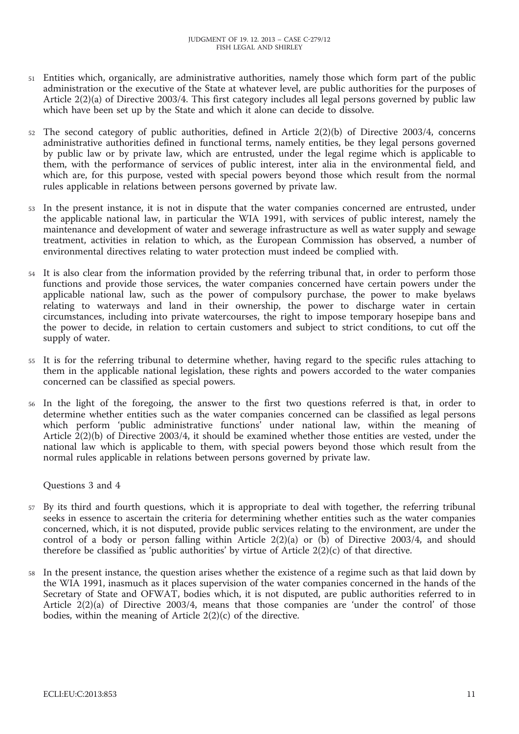51 Entities which, organically, are administrative authorities, namely those which form part of the public administration or the executive of the State at whatever level, are public authorities for the purposes of Article 2(2)(a) of Directive 2003/4. This first category includes all legal persons governed by public law which have been set up by the State and which it alone can decide to dissolve.

52 The second category of public authorities, defined in Article 2(2)(b) of Directive 2003/4, concerns administrative authorities defined in functional terms, namely entities, be they legal persons governed by public law or by private law, which are entrusted, under the legal regime which is applicable to them, with the performance of services of public interest, inter alia in the environmental field, and which are, for this purpose, vested with special powers beyond those which result from the normal rules applicable in relations between persons governed by private law.

53 In the present instance, it is not in dispute that the water companies concerned are entrusted, under the applicable national law, in particular the WIA 1991, with services of public interest, namely the maintenance and development of water and sewerage infrastructure as well as water supply and sewage treatment, activities in relation to which, as the European Commission has observed, a number of environmental directives relating to water protection must indeed be complied with.

54 It is also clear from the information provided by the referring tribunal that, in order to perform those functions and provide those services, the water companies concerned have certain powers under the applicable national law, such as the power of compulsory purchase, the power to make byelaws relating to waterways and land in their ownership, the power to discharge water in certain circumstances, including into private watercourses, the right to impose temporary hosepipe bans and the power to decide, in relation to certain customers and subject to strict conditions, to cut off the supply of water.

55 It is for the referring tribunal to determine whether, having regard to the specific rules attaching to them in the applicable national legislation, these rights and powers accorded to the water companies concerned can be classified as special powers.

56 In the light of the foregoing, the answer to the first two questions referred is that, in order to determine whether entities such as the water companies concerned can be classified as legal persons which perform 'public administrative functions' under national law, within the meaning of Article 2(2)(b) of Directive 2003/4, it should be examined whether those entities are vested, under the national law which is applicable to them, with special powers beyond those which result from the normal rules applicable in relations between persons governed by private law.

*Questions 3 and 4*

57 By its third and fourth questions, which it is appropriate to deal with together, the referring tribunal seeks in essence to ascertain the criteria for determining whether entities such as the water companies concerned, which, it is not disputed, provide public services relating to the environment, are under the control of a body or person falling within Article 2(2)(a) or (b) of Directive 2003/4, and should therefore be classified as 'public authorities' by virtue of Article 2(2)(c) of that directive.

58 In the present instance, the question arises whether the existence of a regime such as that laid down by the WIA 1991, inasmuch as it places supervision of the water companies concerned in the hands of the Secretary of State and OFWAT, bodies which, it is not disputed, are public authorities referred to in Article 2(2)(a) of Directive 2003/4, means that those companies are 'under the control' of those bodies, within the meaning of Article 2(2)(c) of the directive.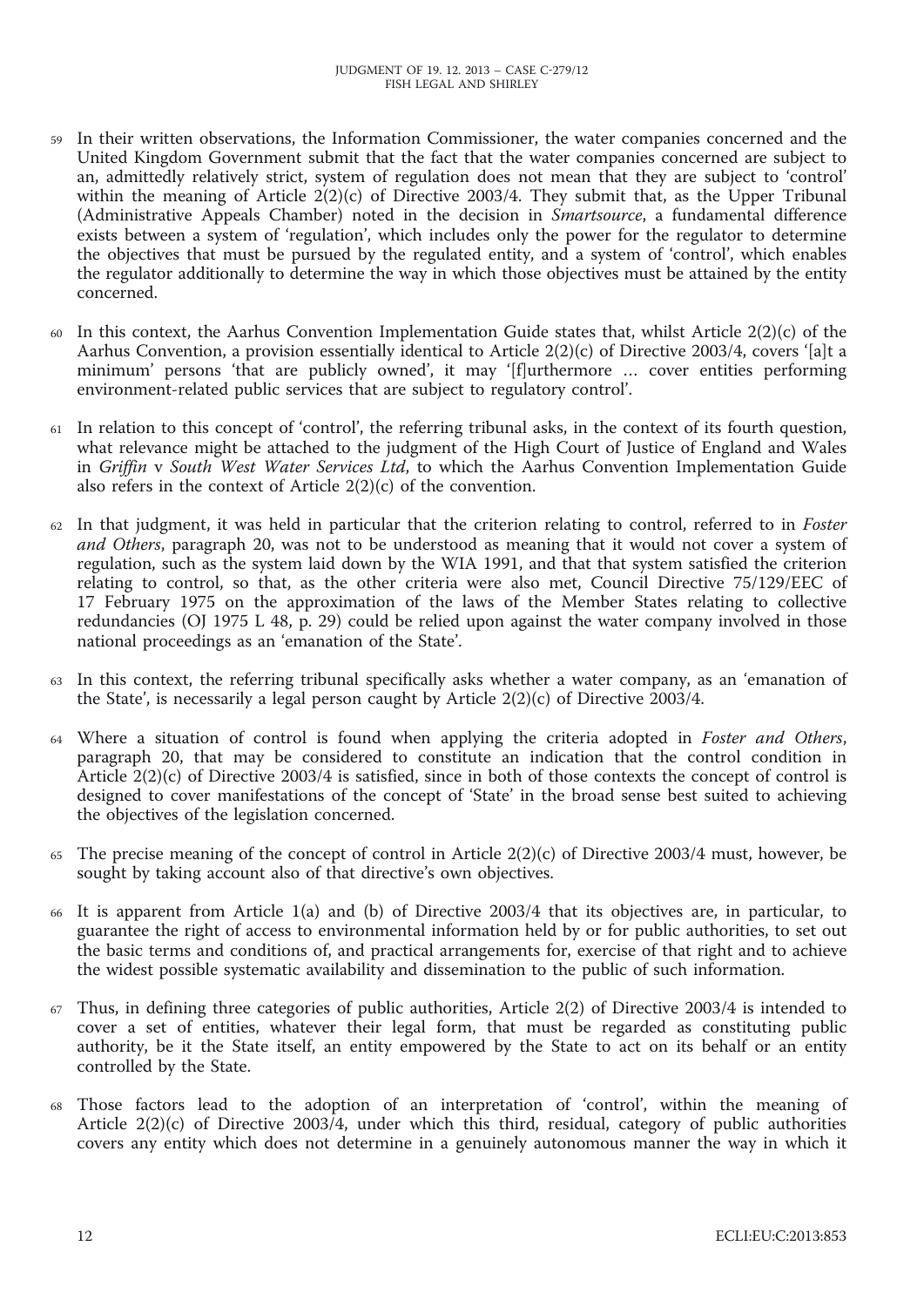59 In their written observations, the Information Commissioner, the water companies concerned and the United Kingdom Government submit that the fact that the water companies concerned are subject to an, admittedly relatively strict, system of regulation does not mean that they are subject to 'control' within the meaning of Article 2(2)(c) of Directive 2003/4. They submit that, as the Upper Tribunal (Administrative Appeals Chamber) noted in the decision in *Smartsource*, a fundamental difference exists between a system of 'regulation', which includes only the power for the regulator to determine the objectives that must be pursued by the regulated entity, and a system of 'control', which enables the regulator additionally to determine the way in which those objectives must be attained by the entity concerned.

60 In this context, the Aarhus Convention Implementation Guide states that, whilst Article 2(2)(c) of the Aarhus Convention, a provision essentially identical to Article 2(2)(c) of Directive 2003/4, covers '[a]t a minimum' persons 'that are publicly owned', it may '[f]urthermore … cover entities performing environment-related public services that are subject to regulatory control'.

61 In relation to this concept of 'control', the referring tribunal asks, in the context of its fourth question, what relevance might be attached to the judgment of the High Court of Justice of England and Wales in *Griffin* v *South West Water Services Ltd*, to which the Aarhus Convention Implementation Guide also refers in the context of Article 2(2)(c) of the convention.

62 In that judgment, it was held in particular that the criterion relating to control, referred to in *Foster and Others*, paragraph 20, was not to be understood as meaning that it would not cover a system of regulation, such as the system laid down by the WIA 1991, and that that system satisfied the criterion relating to control, so that, as the other criteria were also met, Council Directive 75/129/EEC of 17 February 1975 on the approximation of the laws of the Member States relating to collective redundancies (OJ 1975 L 48, p. 29) could be relied upon against the water company involved in those national proceedings as an 'emanation of the State'.

63 In this context, the referring tribunal specifically asks whether a water company, as an 'emanation of the State', is necessarily a legal person caught by Article 2(2)(c) of Directive 2003/4.

64 Where a situation of control is found when applying the criteria adopted in *Foster and Others*, paragraph 20, that may be considered to constitute an indication that the control condition in Article 2(2)(c) of Directive 2003/4 is satisfied, since in both of those contexts the concept of control is designed to cover manifestations of the concept of 'State' in the broad sense best suited to achieving the objectives of the legislation concerned.

65 The precise meaning of the concept of control in Article 2(2)(c) of Directive 2003/4 must, however, be sought by taking account also of that directive's own objectives.

66 It is apparent from Article 1(a) and (b) of Directive 2003/4 that its objectives are, in particular, to guarantee the right of access to environmental information held by or for public authorities, to set out the basic terms and conditions of, and practical arrangements for, exercise of that right and to achieve the widest possible systematic availability and dissemination to the public of such information.

67 Thus, in defining three categories of public authorities, Article 2(2) of Directive 2003/4 is intended to cover a set of entities, whatever their legal form, that must be regarded as constituting public authority, be it the State itself, an entity empowered by the State to act on its behalf or an entity controlled by the State.

68 Those factors lead to the adoption of an interpretation of 'control', within the meaning of Article 2(2)(c) of Directive 2003/4, under which this third, residual, category of public authorities covers any entity which does not determine in a genuinely autonomous manner the way in which it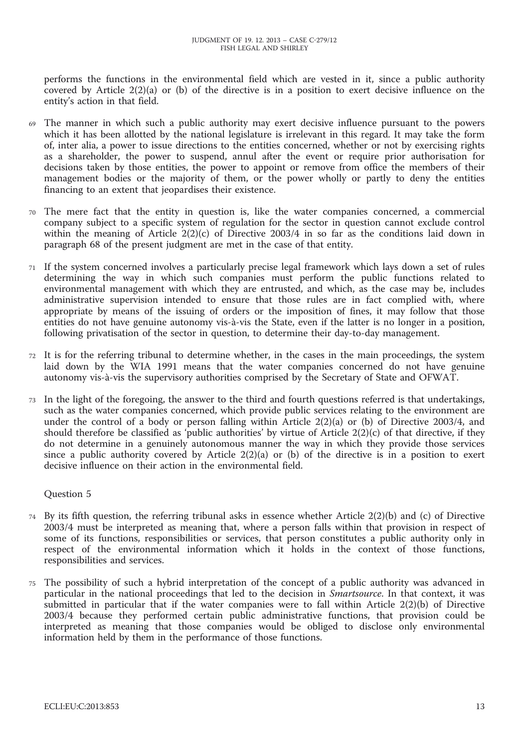performs the functions in the environmental field which are vested in it, since a public authority covered by Article 2(2)(a) or (b) of the directive is in a position to exert decisive influence on the entity's action in that field.

69 The manner in which such a public authority may exert decisive influence pursuant to the powers which it has been allotted by the national legislature is irrelevant in this regard. It may take the form of, inter alia, a power to issue directions to the entities concerned, whether or not by exercising rights as a shareholder, the power to suspend, annul after the event or require prior authorisation for decisions taken by those entities, the power to appoint or remove from office the members of their management bodies or the majority of them, or the power wholly or partly to deny the entities financing to an extent that jeopardises their existence.

70 The mere fact that the entity in question is, like the water companies concerned, a commercial company subject to a specific system of regulation for the sector in question cannot exclude control within the meaning of Article 2(2)(c) of Directive 2003/4 in so far as the conditions laid down in paragraph 68 of the present judgment are met in the case of that entity.

71 If the system concerned involves a particularly precise legal framework which lays down a set of rules determining the way in which such companies must perform the public functions related to environmental management with which they are entrusted, and which, as the case may be, includes administrative supervision intended to ensure that those rules are in fact complied with, where appropriate by means of the issuing of orders or the imposition of fines, it may follow that those entities do not have genuine autonomy vis-à-vis the State, even if the latter is no longer in a position, following privatisation of the sector in question, to determine their day-to-day management.

72 It is for the referring tribunal to determine whether, in the cases in the main proceedings, the system laid down by the WIA 1991 means that the water companies concerned do not have genuine autonomy vis-à-vis the supervisory authorities comprised by the Secretary of State and OFWAT.

73 In the light of the foregoing, the answer to the third and fourth questions referred is that undertakings, such as the water companies concerned, which provide public services relating to the environment are under the control of a body or person falling within Article 2(2)(a) or (b) of Directive 2003/4, and should therefore be classified as 'public authorities' by virtue of Article 2(2)(c) of that directive, if they do not determine in a genuinely autonomous manner the way in which they provide those services since a public authority covered by Article 2(2)(a) or (b) of the directive is in a position to exert decisive influence on their action in the environmental field.

Question 5

74 By its fifth question, the referring tribunal asks in essence whether Article 2(2)(b) and (c) of Directive 2003/4 must be interpreted as meaning that, where a person falls within that provision in respect of some of its functions, responsibilities or services, that person constitutes a public authority only in respect of the environmental information which it holds in the context of those functions, responsibilities and services.

75 The possibility of such a hybrid interpretation of the concept of a public authority was advanced in particular in the national proceedings that led to the decision in *Smartsource*. In that context, it was submitted in particular that if the water companies were to fall within Article 2(2)(b) of Directive 2003/4 because they performed certain public administrative functions, that provision could be interpreted as meaning that those companies would be obliged to disclose only environmental information held by them in the performance of those functions.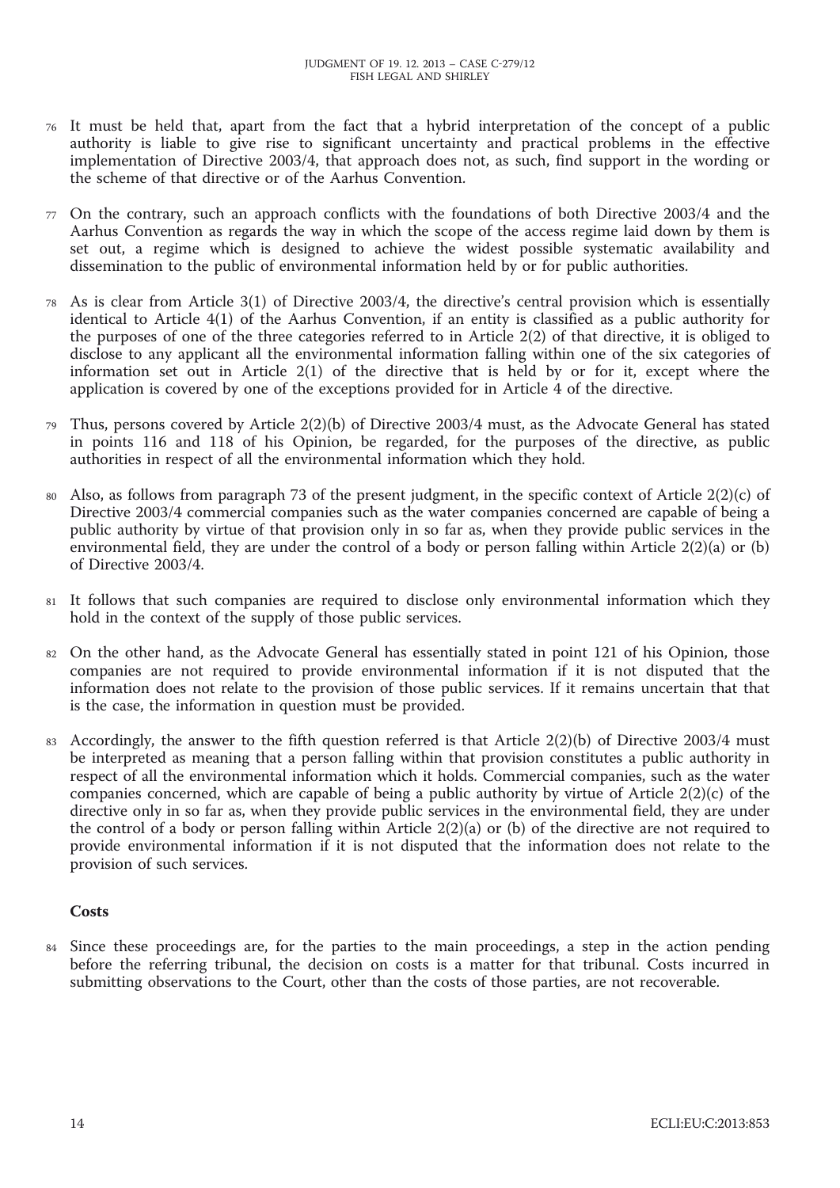76 It must be held that, apart from the fact that a hybrid interpretation of the concept of a public authority is liable to give rise to significant uncertainty and practical problems in the effective implementation of Directive 2003/4, that approach does not, as such, find support in the wording or the scheme of that directive or of the Aarhus Convention.

77 On the contrary, such an approach conflicts with the foundations of both Directive 2003/4 and the Aarhus Convention as regards the way in which the scope of the access regime laid down by them is set out, a regime which is designed to achieve the widest possible systematic availability and dissemination to the public of environmental information held by or for public authorities.

78 As is clear from Article 3(1) of Directive 2003/4, the directive's central provision which is essentially identical to Article 4(1) of the Aarhus Convention, if an entity is classified as a public authority for the purposes of one of the three categories referred to in Article 2(2) of that directive, it is obliged to disclose to any applicant all the environmental information falling within one of the six categories of information set out in Article 2(1) of the directive that is held by or for it, except where the application is covered by one of the exceptions provided for in Article 4 of the directive.

79 Thus, persons covered by Article 2(2)(b) of Directive 2003/4 must, as the Advocate General has stated in points 116 and 118 of his Opinion, be regarded, for the purposes of the directive, as public authorities in respect of all the environmental information which they hold.

80 Also, as follows from paragraph 73 of the present judgment, in the specific context of Article 2(2)(c) of Directive 2003/4 commercial companies such as the water companies concerned are capable of being a public authority by virtue of that provision only in so far as, when they provide public services in the environmental field, they are under the control of a body or person falling within Article 2(2)(a) or (b) of Directive 2003/4.

81 It follows that such companies are required to disclose only environmental information which they hold in the context of the supply of those public services.

82 On the other hand, as the Advocate General has essentially stated in point 121 of his Opinion, those companies are not required to provide environmental information if it is not disputed that the information does not relate to the provision of those public services. If it remains uncertain that that is the case, the information in question must be provided.

83 Accordingly, the answer to the fifth question referred is that Article 2(2)(b) of Directive 2003/4 must be interpreted as meaning that a person falling within that provision constitutes a public authority in respect of all the environmental information which it holds. Commercial companies, such as the water companies concerned, which are capable of being a public authority by virtue of Article 2(2)(c) of the directive only in so far as, when they provide public services in the environmental field, they are under the control of a body or person falling within Article 2(2)(a) or (b) of the directive are not required to provide environmental information if it is not disputed that the information does not relate to the provision of such services.

## Costs

84 Since these proceedings are, for the parties to the main proceedings, a step in the action pending before the referring tribunal, the decision on costs is a matter for that tribunal. Costs incurred in submitting observations to the Court, other than the costs of those parties, are not recoverable.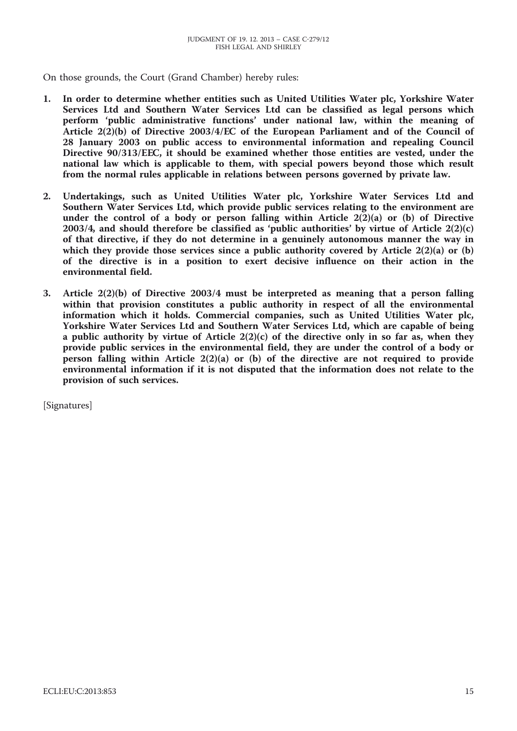On those grounds, the Court (Grand Chamber) hereby rules:

1. **In order to determine whether entities such as United Utilities Water plc, Yorkshire Water Services Ltd and Southern Water Services Ltd can be classified as legal persons which perform 'public administrative functions' under national law, within the meaning of Article 2(2)(b) of Directive 2003/4/EC of the European Parliament and of the Council of 28 January 2003 on public access to environmental information and repealing Council Directive 90/313/EEC, it should be examined whether those entities are vested, under the national law which is applicable to them, with special powers beyond those which result from the normal rules applicable in relations between persons governed by private law.**

2. **Undertakings, such as United Utilities Water plc, Yorkshire Water Services Ltd and Southern Water Services Ltd, which provide public services relating to the environment are under the control of a body or person falling within Article 2(2)(a) or (b) of Directive 2003/4, and should therefore be classified as 'public authorities' by virtue of Article 2(2)(c) of that directive, if they do not determine in a genuinely autonomous manner the way in which they provide those services since a public authority covered by Article 2(2)(a) or (b) of the directive is in a position to exert decisive influence on their action in the environmental field.**

3. **Article 2(2)(b) of Directive 2003/4 must be interpreted as meaning that a person falling within that provision constitutes a public authority in respect of all the environmental information which it holds. Commercial companies, such as United Utilities Water plc, Yorkshire Water Services Ltd and Southern Water Services Ltd, which are capable of being a public authority by virtue of Article 2(2)(c) of the directive only in so far as, when they provide public services in the environmental field, they are under the control of a body or person falling within Article 2(2)(a) or (b) of the directive are not required to provide environmental information if it is not disputed that the information does not relate to the provision of such services.**

[Signatures]